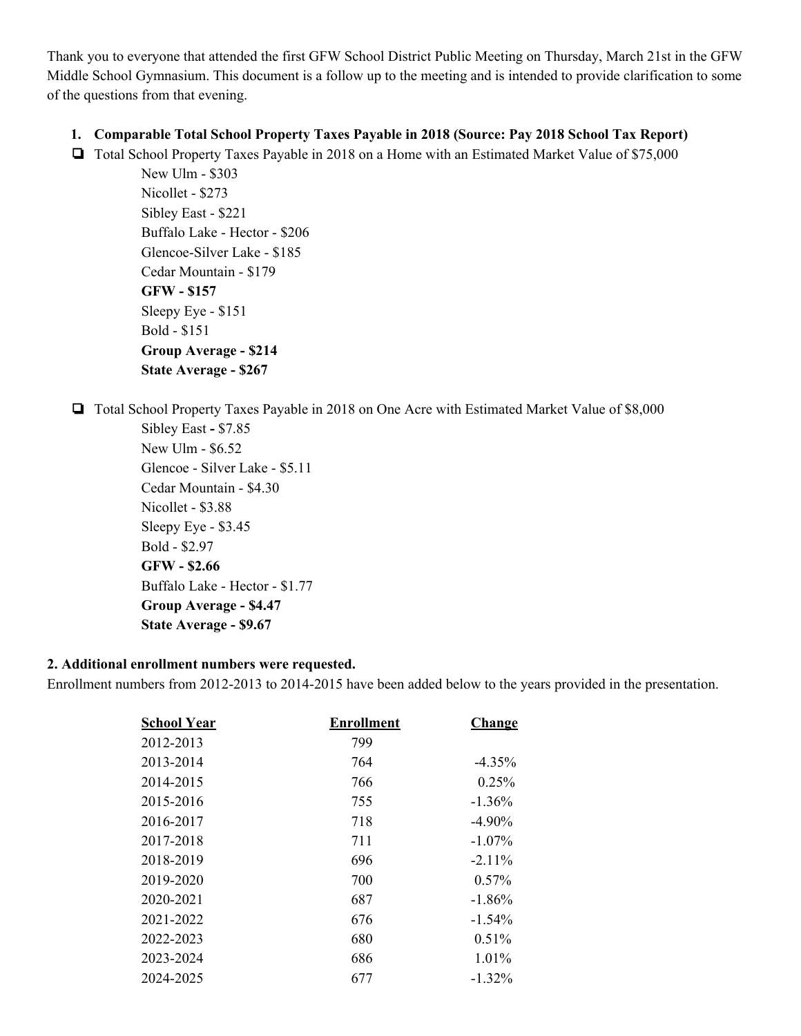Thank you to everyone that attended the first GFW School District Public Meeting on Thursday, March 21st in the GFW Middle School Gymnasium. This document is a follow up to the meeting and is intended to provide clarification to some of the questions from that evening.

1. **Comparable Total School Property Taxes Payable in 2018 (Source: Pay 2018 School Tax Report)**

- ❑ Total School Property Taxes Payable in 2018 on a Home with an Estimated Market Value of $75,000
  - New Ulm - $303
  - Nicollet - $273
  - Sibley East - $221
  - Buffalo Lake - Hector - $206
  - Glencoe-Silver Lake - $185
  - Cedar Mountain - $179
  - **GFW - $157**
  - Sleepy Eye - $151
  - Bold - $151
  - **Group Average - $214**
  - **State Average - $267**

- ❑ Total School Property Taxes Payable in 2018 on One Acre with Estimated Market Value of $8,000
  - Sibley East - $7.85
  - New Ulm - $6.52
  - Glencoe - Silver Lake - $5.11
  - Cedar Mountain - $4.30
  - Nicollet - $3.88
  - Sleepy Eye - $3.45
  - Bold - $2.97
  - **GFW - $2.66**
  - Buffalo Lake - Hector - $1.77
  - **Group Average - $4.47**
  - **State Average - $9.67**

**2. Additional enrollment numbers were requested.**

Enrollment numbers from 2012-2013 to 2014-2015 have been added below to the years provided in the presentation.

| School Year | Enrollment | Change |
|---|---|---|
| 2012-2013 | 799 | |
| 2013-2014 | 764 | -4.35% |
| 2014-2015 | 766 | 0.25% |
| 2015-2016 | 755 | -1.36% |
| 2016-2017 | 718 | -4.90% |
| 2017-2018 | 711 | -1.07% |
| 2018-2019 | 696 | -2.11% |
| 2019-2020 | 700 | 0.57% |
| 2020-2021 | 687 | -1.86% |
| 2021-2022 | 676 | -1.54% |
| 2022-2023 | 680 | 0.51% |
| 2023-2024 | 686 | 1.01% |
| 2024-2025 | 677 | -1.32% |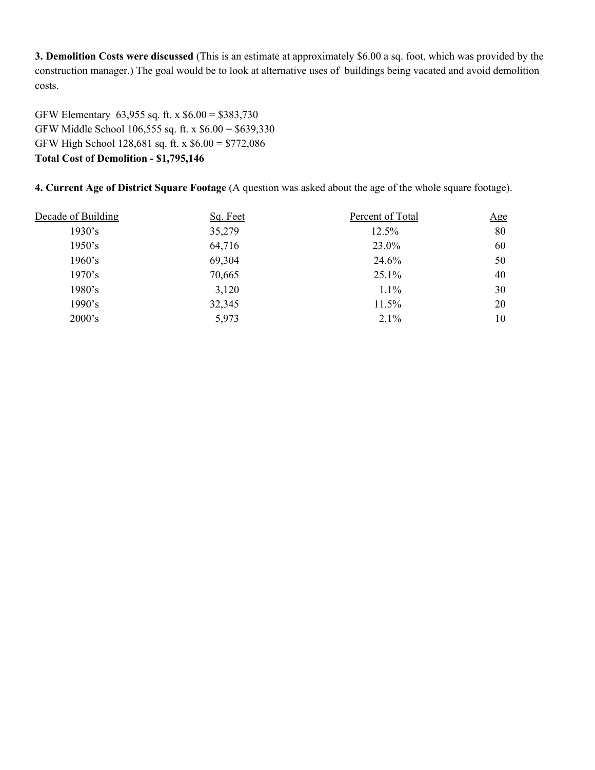**3. Demolition Costs were discussed** (This is an estimate at approximately $6.00 a sq. foot, which was provided by the construction manager.) The goal would be to look at alternative uses of buildings being vacated and avoid demolition costs.

GFW Elementary 63,955 sq. ft. x $6.00 = $383,730
GFW Middle School 106,555 sq. ft. x $6.00 = $639,330
GFW High School 128,681 sq. ft. x $6.00 = $772,086
**Total Cost of Demolition - $1,795,146**

**4. Current Age of District Square Footage** (A question was asked about the age of the whole square footage).

| Decade of Building | Sq. Feet | Percent of Total | Age |
|---|---|---|---|
| 1930's | 35,279 | 12.5% | 80 |
| 1950's | 64,716 | 23.0% | 60 |
| 1960's | 69,304 | 24.6% | 50 |
| 1970's | 70,665 | 25.1% | 40 |
| 1980's | 3,120 | 1.1% | 30 |
| 1990's | 32,345 | 11.5% | 20 |
| 2000's | 5,973 | 2.1% | 10 |